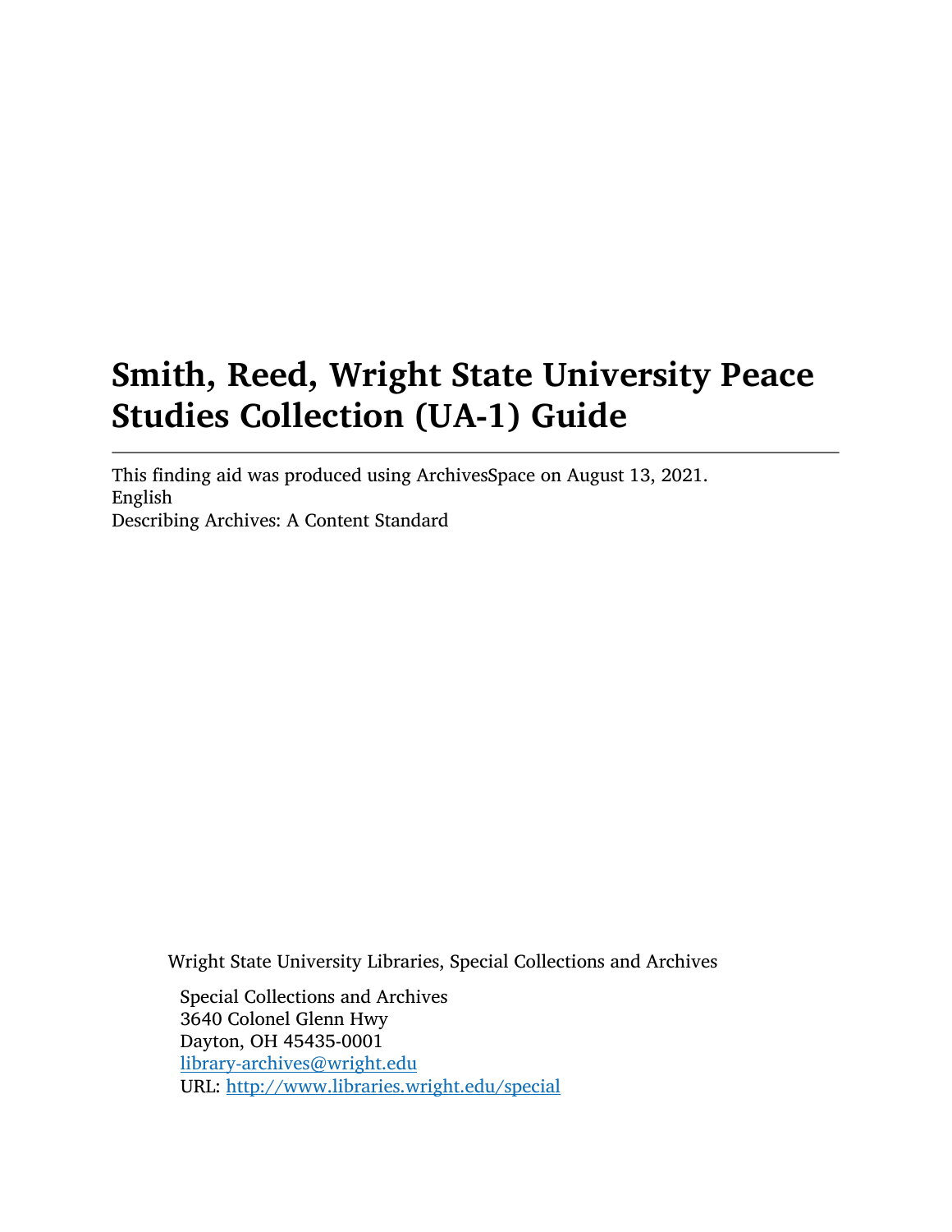# Smith, Reed, Wright State University Peace Studies Collection (UA-1) Guide

---

This finding aid was produced using ArchivesSpace on August 13, 2021.
English
Describing Archives: A Content Standard

Wright State University Libraries, Special Collections and Archives

Special Collections and Archives
3640 Colonel Glenn Hwy
Dayton, OH 45435-0001
library-archives@wright.edu
URL: http://www.libraries.wright.edu/special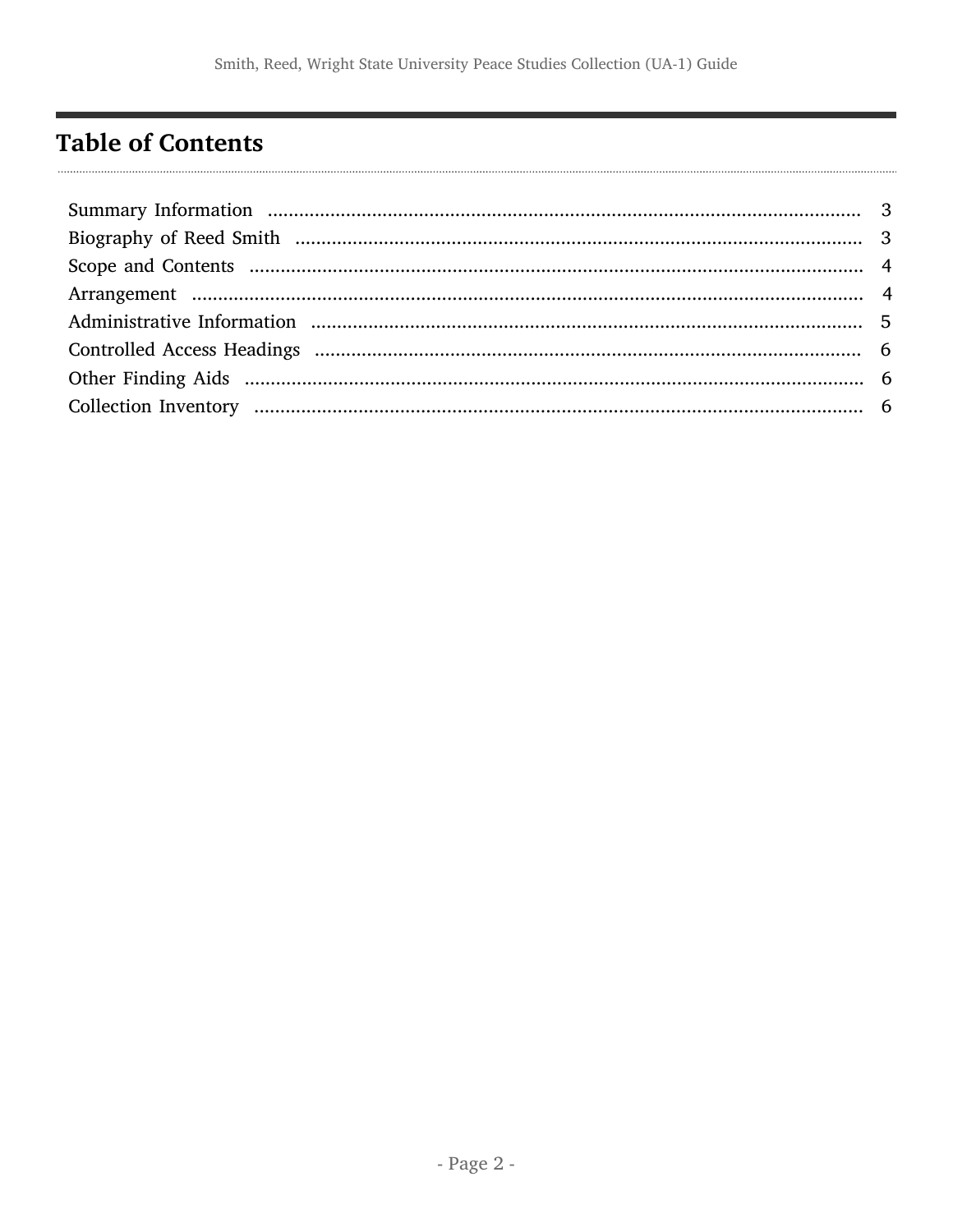# Table of Contents

| | |
|---|---|
| Summary Information | 3 |
| Biography of Reed Smith | 3 |
| Scope and Contents | 4 |
| Arrangement | 4 |
| Administrative Information | 5 |
| Controlled Access Headings | 6 |
| Other Finding Aids | 6 |
| Collection Inventory | 6 |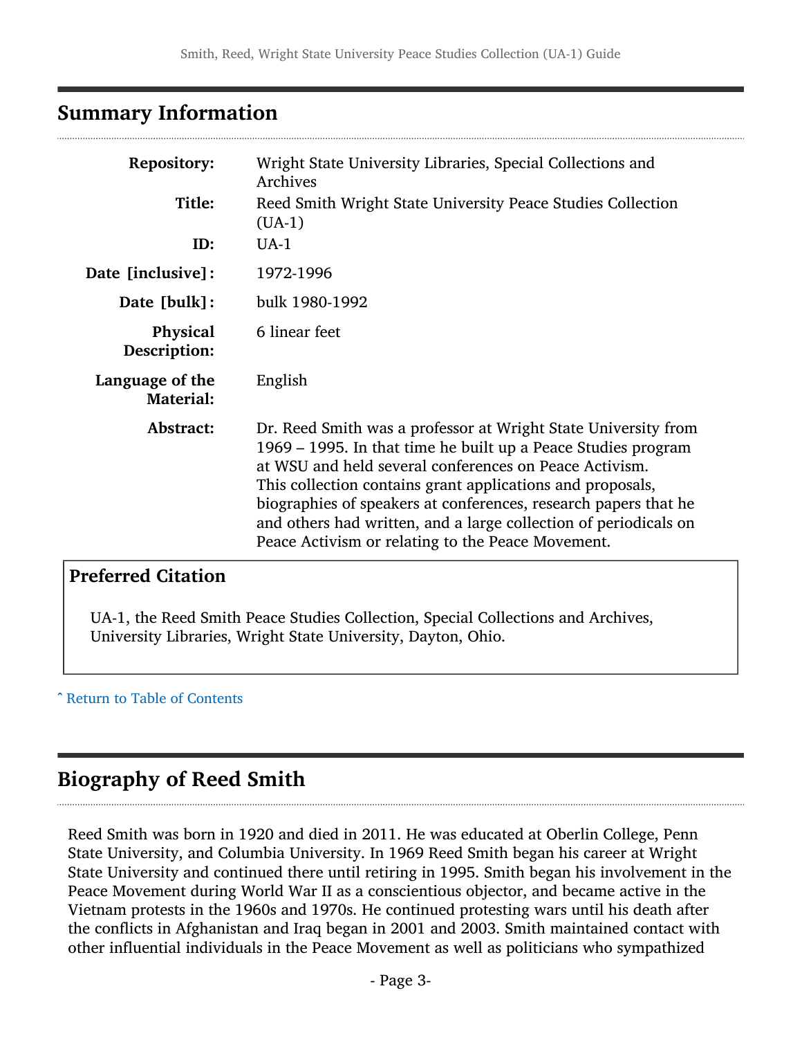## Summary Information

| | |
|---|---|
| **Repository:** | Wright State University Libraries, Special Collections and Archives |
| **Title:** | Reed Smith Wright State University Peace Studies Collection (UA-1) |
| **ID:** | UA-1 |
| **Date [inclusive]:** | 1972-1996 |
| **Date [bulk]:** | bulk 1980-1992 |
| **Physical Description:** | 6 linear feet |
| **Language of the Material:** | English |
| **Abstract:** | Dr. Reed Smith was a professor at Wright State University from 1969 – 1995. In that time he built up a Peace Studies program at WSU and held several conferences on Peace Activism. This collection contains grant applications and proposals, biographies of speakers at conferences, research papers that he and others had written, and a large collection of periodicals on Peace Activism or relating to the Peace Movement. |

### Preferred Citation

UA-1, the Reed Smith Peace Studies Collection, Special Collections and Archives, University Libraries, Wright State University, Dayton, Ohio.

ˆ Return to Table of Contents

## Biography of Reed Smith

Reed Smith was born in 1920 and died in 2011. He was educated at Oberlin College, Penn State University, and Columbia University. In 1969 Reed Smith began his career at Wright State University and continued there until retiring in 1995. Smith began his involvement in the Peace Movement during World War II as a conscientious objector, and became active in the Vietnam protests in the 1960s and 1970s. He continued protesting wars until his death after the conflicts in Afghanistan and Iraq began in 2001 and 2003. Smith maintained contact with other influential individuals in the Peace Movement as well as politicians who sympathized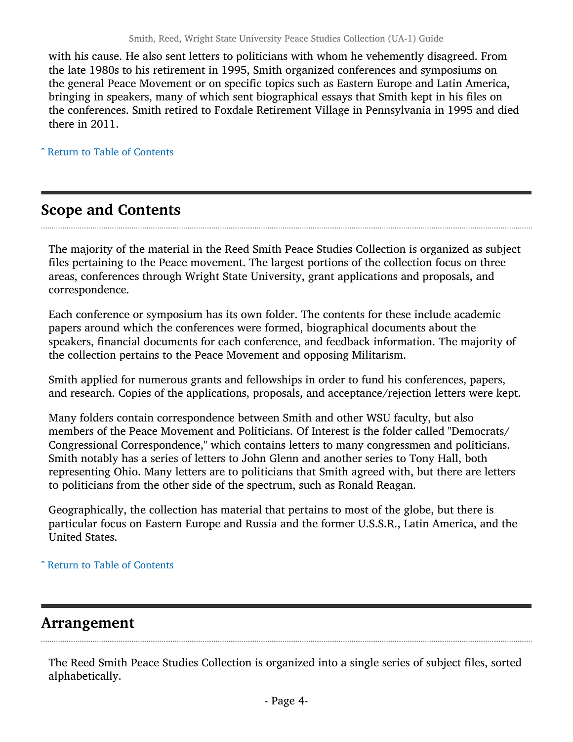with his cause. He also sent letters to politicians with whom he vehemently disagreed. From the late 1980s to his retirement in 1995, Smith organized conferences and symposiums on the general Peace Movement or on specific topics such as Eastern Europe and Latin America, bringing in speakers, many of which sent biographical essays that Smith kept in his files on the conferences. Smith retired to Foxdale Retirement Village in Pennsylvania in 1995 and died there in 2011.

ˆ Return to Table of Contents

## Scope and Contents

The majority of the material in the Reed Smith Peace Studies Collection is organized as subject files pertaining to the Peace movement. The largest portions of the collection focus on three areas, conferences through Wright State University, grant applications and proposals, and correspondence.

Each conference or symposium has its own folder. The contents for these include academic papers around which the conferences were formed, biographical documents about the speakers, financial documents for each conference, and feedback information. The majority of the collection pertains to the Peace Movement and opposing Militarism.

Smith applied for numerous grants and fellowships in order to fund his conferences, papers, and research. Copies of the applications, proposals, and acceptance/rejection letters were kept.

Many folders contain correspondence between Smith and other WSU faculty, but also members of the Peace Movement and Politicians. Of Interest is the folder called "Democrats/Congressional Correspondence," which contains letters to many congressmen and politicians. Smith notably has a series of letters to John Glenn and another series to Tony Hall, both representing Ohio. Many letters are to politicians that Smith agreed with, but there are letters to politicians from the other side of the spectrum, such as Ronald Reagan.

Geographically, the collection has material that pertains to most of the globe, but there is particular focus on Eastern Europe and Russia and the former U.S.S.R., Latin America, and the United States.

ˆ Return to Table of Contents

## Arrangement

The Reed Smith Peace Studies Collection is organized into a single series of subject files, sorted alphabetically.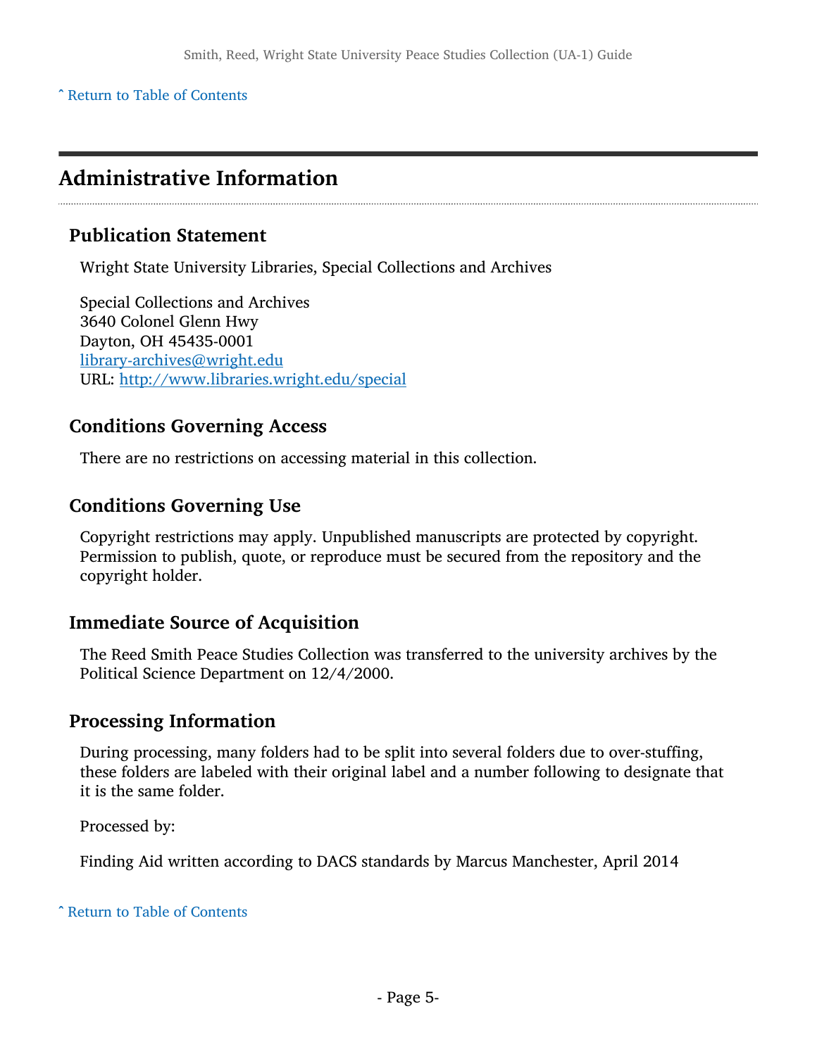[ˆ Return to Table of Contents](#)

## Administrative Information

### Publication Statement

Wright State University Libraries, Special Collections and Archives

Special Collections and Archives
3640 Colonel Glenn Hwy
Dayton, OH 45435-0001
[library-archives@wright.edu](mailto:library-archives@wright.edu)
URL: [http://www.libraries.wright.edu/special](http://www.libraries.wright.edu/special)

### Conditions Governing Access

There are no restrictions on accessing material in this collection.

### Conditions Governing Use

Copyright restrictions may apply. Unpublished manuscripts are protected by copyright. Permission to publish, quote, or reproduce must be secured from the repository and the copyright holder.

### Immediate Source of Acquisition

The Reed Smith Peace Studies Collection was transferred to the university archives by the Political Science Department on 12/4/2000.

### Processing Information

During processing, many folders had to be split into several folders due to over-stuffing, these folders are labeled with their original label and a number following to designate that it is the same folder.

Processed by:

Finding Aid written according to DACS standards by Marcus Manchester, April 2014

[ˆ Return to Table of Contents](#)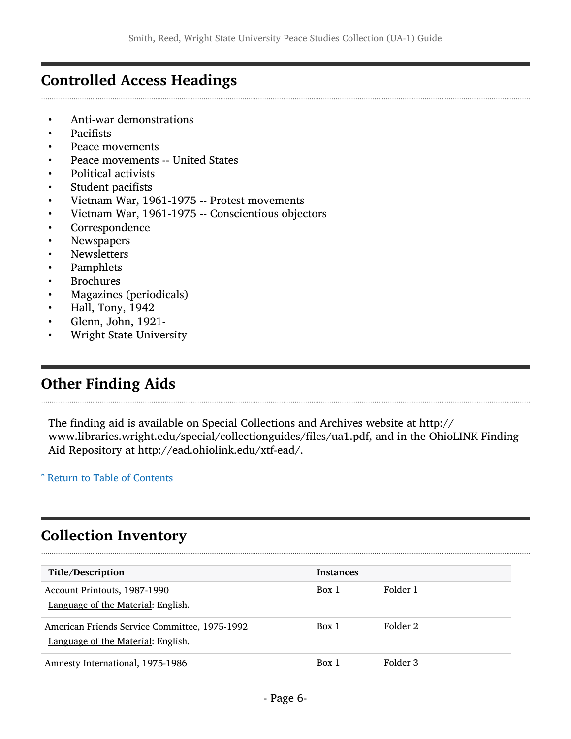## Controlled Access Headings

- Anti-war demonstrations
- Pacifists
- Peace movements
- Peace movements -- United States
- Political activists
- Student pacifists
- Vietnam War, 1961-1975 -- Protest movements
- Vietnam War, 1961-1975 -- Conscientious objectors
- Correspondence
- Newspapers
- Newsletters
- Pamphlets
- Brochures
- Magazines (periodicals)
- Hall, Tony, 1942
- Glenn, John, 1921-
- Wright State University

## Other Finding Aids

The finding aid is available on Special Collections and Archives website at http://www.libraries.wright.edu/special/collectionguides/files/ua1.pdf, and in the OhioLINK Finding Aid Repository at http://ead.ohiolink.edu/xtf-ead/.

ˆ Return to Table of Contents

## Collection Inventory

| Title/Description | Instances | |
|---|---|---|
| Account Printouts, 1987-1990<br>Language of the Material: English. | Box 1 | Folder 1 |
| American Friends Service Committee, 1975-1992<br>Language of the Material: English. | Box 1 | Folder 2 |
| Amnesty International, 1975-1986 | Box 1 | Folder 3 |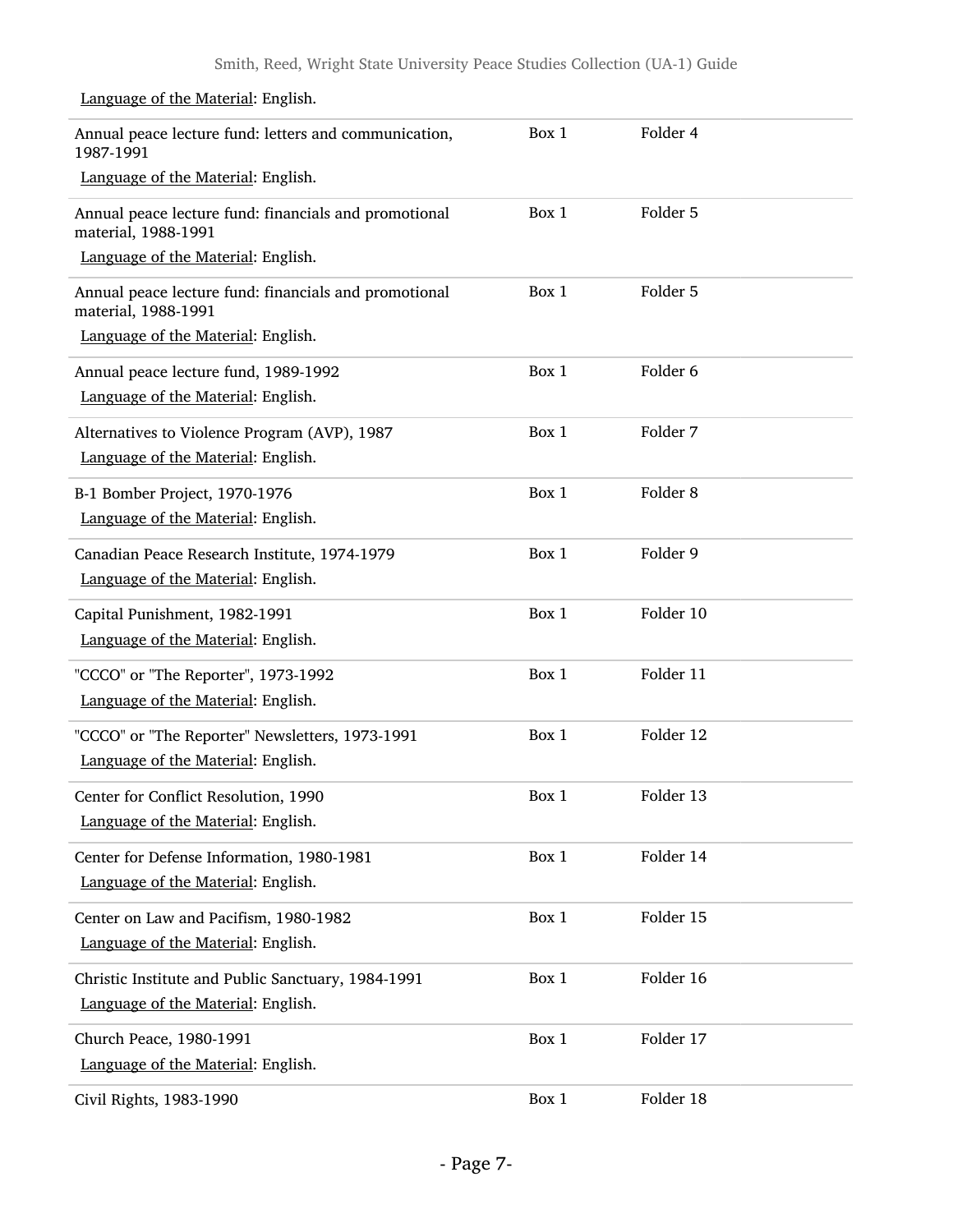Language of the Material: English.

| | | |
|---|---|---|
| Annual peace lecture fund: letters and communication, 1987-1991<br>Language of the Material: English. | Box 1 | Folder 4 |
| Annual peace lecture fund: financials and promotional material, 1988-1991<br>Language of the Material: English. | Box 1 | Folder 5 |
| Annual peace lecture fund: financials and promotional material, 1988-1991<br>Language of the Material: English. | Box 1 | Folder 5 |
| Annual peace lecture fund, 1989-1992<br>Language of the Material: English. | Box 1 | Folder 6 |
| Alternatives to Violence Program (AVP), 1987<br>Language of the Material: English. | Box 1 | Folder 7 |
| B-1 Bomber Project, 1970-1976<br>Language of the Material: English. | Box 1 | Folder 8 |
| Canadian Peace Research Institute, 1974-1979<br>Language of the Material: English. | Box 1 | Folder 9 |
| Capital Punishment, 1982-1991<br>Language of the Material: English. | Box 1 | Folder 10 |
| "CCCO" or "The Reporter", 1973-1992<br>Language of the Material: English. | Box 1 | Folder 11 |
| "CCCO" or "The Reporter" Newsletters, 1973-1991<br>Language of the Material: English. | Box 1 | Folder 12 |
| Center for Conflict Resolution, 1990<br>Language of the Material: English. | Box 1 | Folder 13 |
| Center for Defense Information, 1980-1981<br>Language of the Material: English. | Box 1 | Folder 14 |
| Center on Law and Pacifism, 1980-1982<br>Language of the Material: English. | Box 1 | Folder 15 |
| Christic Institute and Public Sanctuary, 1984-1991<br>Language of the Material: English. | Box 1 | Folder 16 |
| Church Peace, 1980-1991<br>Language of the Material: English. | Box 1 | Folder 17 |
| Civil Rights, 1983-1990 | Box 1 | Folder 18 |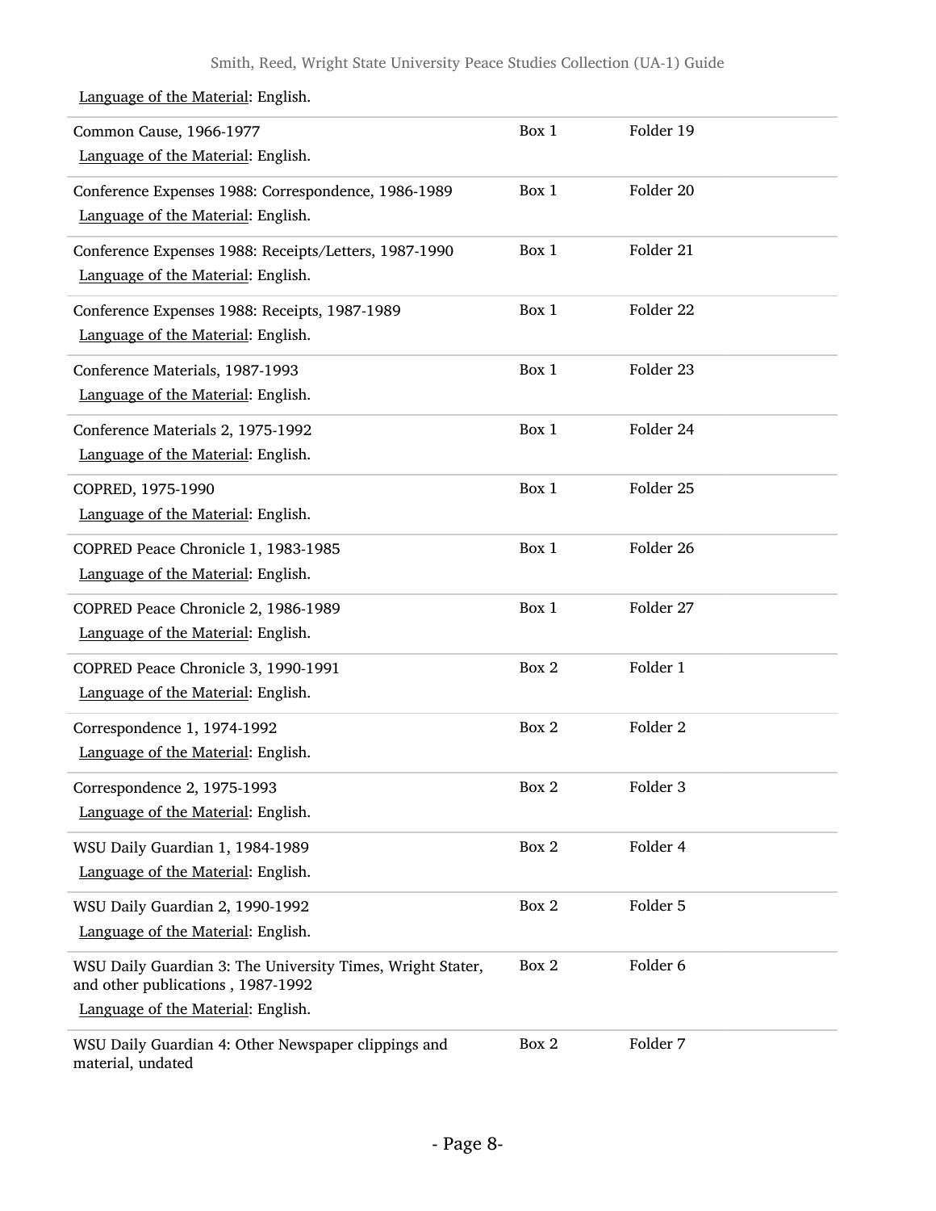Language of the Material: English.

| | | |
|---|---|---|
| Common Cause, 1966-1977<br>Language of the Material: English. | Box 1 | Folder 19 |
| Conference Expenses 1988: Correspondence, 1986-1989<br>Language of the Material: English. | Box 1 | Folder 20 |
| Conference Expenses 1988: Receipts/Letters, 1987-1990<br>Language of the Material: English. | Box 1 | Folder 21 |
| Conference Expenses 1988: Receipts, 1987-1989<br>Language of the Material: English. | Box 1 | Folder 22 |
| Conference Materials, 1987-1993<br>Language of the Material: English. | Box 1 | Folder 23 |
| Conference Materials 2, 1975-1992<br>Language of the Material: English. | Box 1 | Folder 24 |
| COPRED, 1975-1990<br>Language of the Material: English. | Box 1 | Folder 25 |
| COPRED Peace Chronicle 1, 1983-1985<br>Language of the Material: English. | Box 1 | Folder 26 |
| COPRED Peace Chronicle 2, 1986-1989<br>Language of the Material: English. | Box 1 | Folder 27 |
| COPRED Peace Chronicle 3, 1990-1991<br>Language of the Material: English. | Box 2 | Folder 1 |
| Correspondence 1, 1974-1992<br>Language of the Material: English. | Box 2 | Folder 2 |
| Correspondence 2, 1975-1993<br>Language of the Material: English. | Box 2 | Folder 3 |
| WSU Daily Guardian 1, 1984-1989<br>Language of the Material: English. | Box 2 | Folder 4 |
| WSU Daily Guardian 2, 1990-1992<br>Language of the Material: English. | Box 2 | Folder 5 |
| WSU Daily Guardian 3: The University Times, Wright Stater, and other publications , 1987-1992<br>Language of the Material: English. | Box 2 | Folder 6 |
| WSU Daily Guardian 4: Other Newspaper clippings and material, undated | Box 2 | Folder 7 |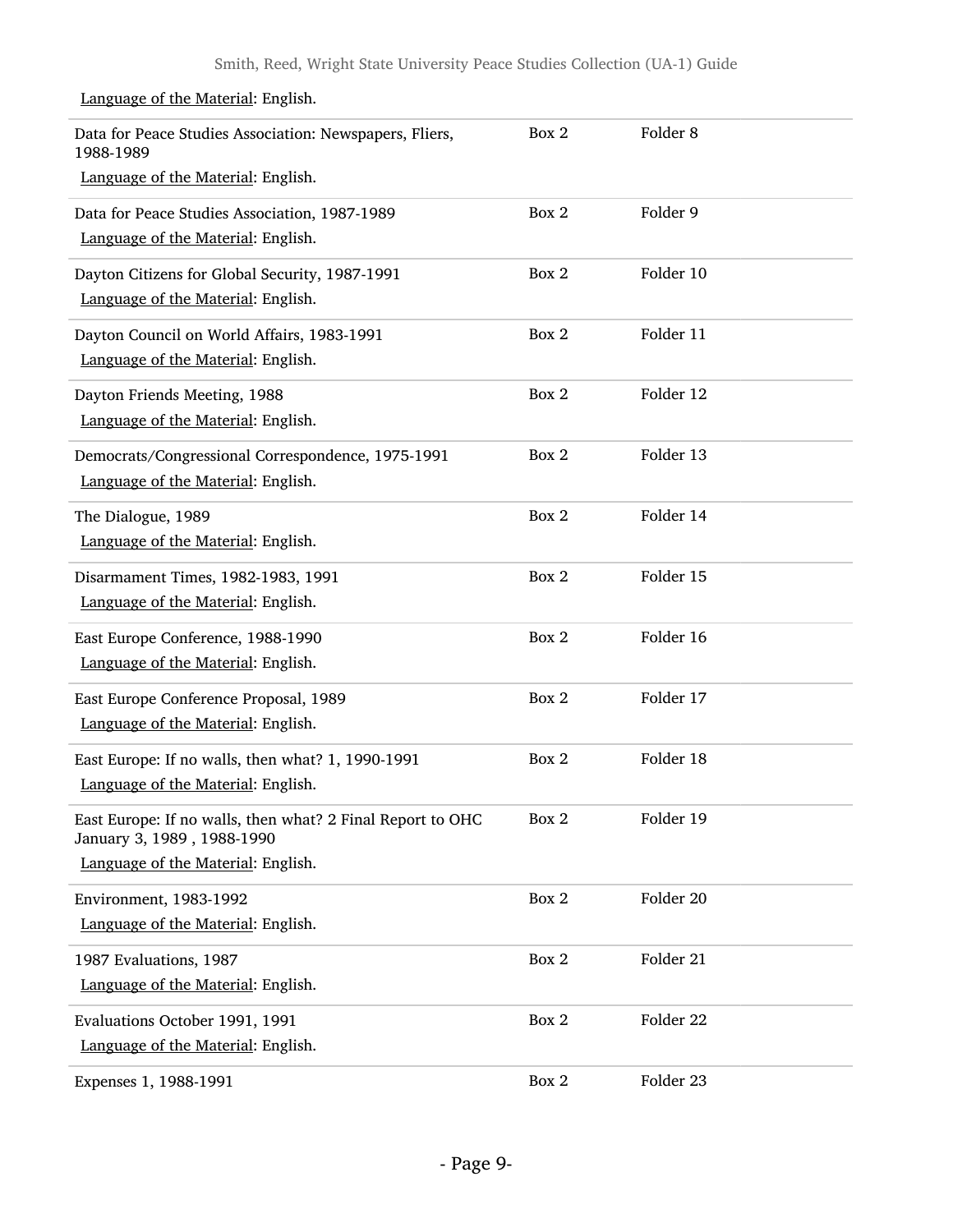Language of the Material: English.

| | | |
|---|---|---|
| Data for Peace Studies Association: Newspapers, Fliers, 1988-1989<br>Language of the Material: English. | Box 2 | Folder 8 |
| Data for Peace Studies Association, 1987-1989<br>Language of the Material: English. | Box 2 | Folder 9 |
| Dayton Citizens for Global Security, 1987-1991<br>Language of the Material: English. | Box 2 | Folder 10 |
| Dayton Council on World Affairs, 1983-1991<br>Language of the Material: English. | Box 2 | Folder 11 |
| Dayton Friends Meeting, 1988<br>Language of the Material: English. | Box 2 | Folder 12 |
| Democrats/Congressional Correspondence, 1975-1991<br>Language of the Material: English. | Box 2 | Folder 13 |
| The Dialogue, 1989<br>Language of the Material: English. | Box 2 | Folder 14 |
| Disarmament Times, 1982-1983, 1991<br>Language of the Material: English. | Box 2 | Folder 15 |
| East Europe Conference, 1988-1990<br>Language of the Material: English. | Box 2 | Folder 16 |
| East Europe Conference Proposal, 1989<br>Language of the Material: English. | Box 2 | Folder 17 |
| East Europe: If no walls, then what? 1, 1990-1991<br>Language of the Material: English. | Box 2 | Folder 18 |
| East Europe: If no walls, then what? 2 Final Report to OHC January 3, 1989 , 1988-1990<br>Language of the Material: English. | Box 2 | Folder 19 |
| Environment, 1983-1992<br>Language of the Material: English. | Box 2 | Folder 20 |
| 1987 Evaluations, 1987<br>Language of the Material: English. | Box 2 | Folder 21 |
| Evaluations October 1991, 1991<br>Language of the Material: English. | Box 2 | Folder 22 |
| Expenses 1, 1988-1991 | Box 2 | Folder 23 |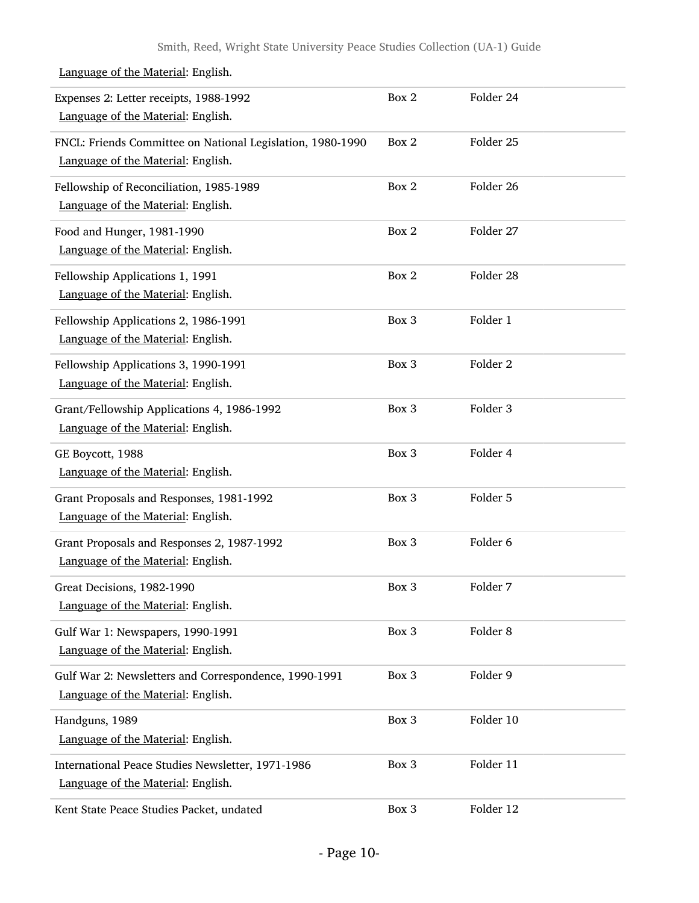Language of the Material: English.

| | | |
|---|---|---|
| Expenses 2: Letter receipts, 1988-1992<br>Language of the Material: English. | Box 2 | Folder 24 |
| FNCL: Friends Committee on National Legislation, 1980-1990<br>Language of the Material: English. | Box 2 | Folder 25 |
| Fellowship of Reconciliation, 1985-1989<br>Language of the Material: English. | Box 2 | Folder 26 |
| Food and Hunger, 1981-1990<br>Language of the Material: English. | Box 2 | Folder 27 |
| Fellowship Applications 1, 1991<br>Language of the Material: English. | Box 2 | Folder 28 |
| Fellowship Applications 2, 1986-1991<br>Language of the Material: English. | Box 3 | Folder 1 |
| Fellowship Applications 3, 1990-1991<br>Language of the Material: English. | Box 3 | Folder 2 |
| Grant/Fellowship Applications 4, 1986-1992<br>Language of the Material: English. | Box 3 | Folder 3 |
| GE Boycott, 1988<br>Language of the Material: English. | Box 3 | Folder 4 |
| Grant Proposals and Responses, 1981-1992<br>Language of the Material: English. | Box 3 | Folder 5 |
| Grant Proposals and Responses 2, 1987-1992<br>Language of the Material: English. | Box 3 | Folder 6 |
| Great Decisions, 1982-1990<br>Language of the Material: English. | Box 3 | Folder 7 |
| Gulf War 1: Newspapers, 1990-1991<br>Language of the Material: English. | Box 3 | Folder 8 |
| Gulf War 2: Newsletters and Correspondence, 1990-1991<br>Language of the Material: English. | Box 3 | Folder 9 |
| Handguns, 1989<br>Language of the Material: English. | Box 3 | Folder 10 |
| International Peace Studies Newsletter, 1971-1986<br>Language of the Material: English. | Box 3 | Folder 11 |
| Kent State Peace Studies Packet, undated | Box 3 | Folder 12 |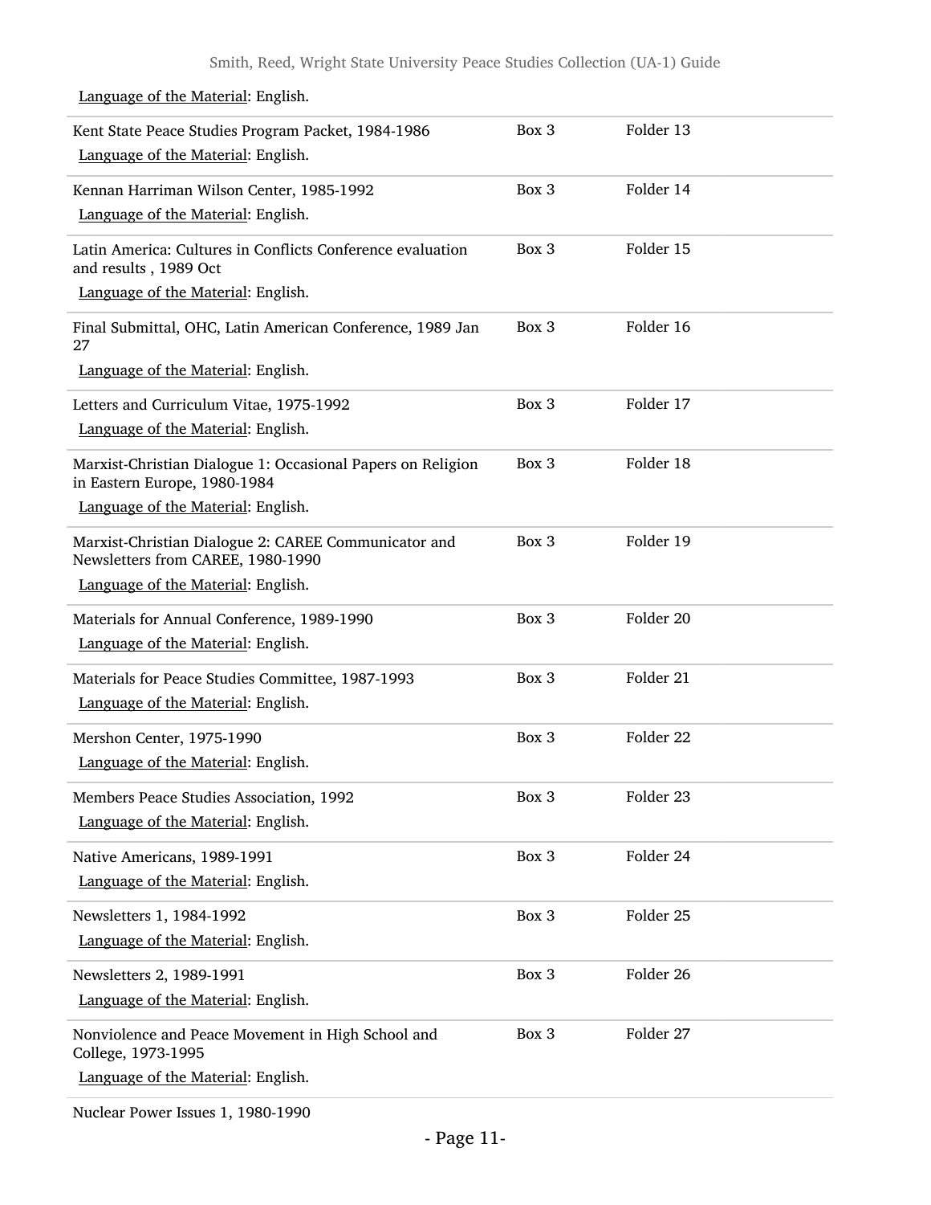Language of the Material: English.

| | | |
|---|---|---|
| Kent State Peace Studies Program Packet, 1984-1986<br>Language of the Material: English. | Box 3 | Folder 13 |
| Kennan Harriman Wilson Center, 1985-1992<br>Language of the Material: English. | Box 3 | Folder 14 |
| Latin America: Cultures in Conflicts Conference evaluation and results , 1989 Oct<br>Language of the Material: English. | Box 3 | Folder 15 |
| Final Submittal, OHC, Latin American Conference, 1989 Jan 27<br>Language of the Material: English. | Box 3 | Folder 16 |
| Letters and Curriculum Vitae, 1975-1992<br>Language of the Material: English. | Box 3 | Folder 17 |
| Marxist-Christian Dialogue 1: Occasional Papers on Religion in Eastern Europe, 1980-1984<br>Language of the Material: English. | Box 3 | Folder 18 |
| Marxist-Christian Dialogue 2: CAREE Communicator and Newsletters from CAREE, 1980-1990<br>Language of the Material: English. | Box 3 | Folder 19 |
| Materials for Annual Conference, 1989-1990<br>Language of the Material: English. | Box 3 | Folder 20 |
| Materials for Peace Studies Committee, 1987-1993<br>Language of the Material: English. | Box 3 | Folder 21 |
| Mershon Center, 1975-1990<br>Language of the Material: English. | Box 3 | Folder 22 |
| Members Peace Studies Association, 1992<br>Language of the Material: English. | Box 3 | Folder 23 |
| Native Americans, 1989-1991<br>Language of the Material: English. | Box 3 | Folder 24 |
| Newsletters 1, 1984-1992<br>Language of the Material: English. | Box 3 | Folder 25 |
| Newsletters 2, 1989-1991<br>Language of the Material: English. | Box 3 | Folder 26 |
| Nonviolence and Peace Movement in High School and College, 1973-1995<br>Language of the Material: English. | Box 3 | Folder 27 |

Nuclear Power Issues 1, 1980-1990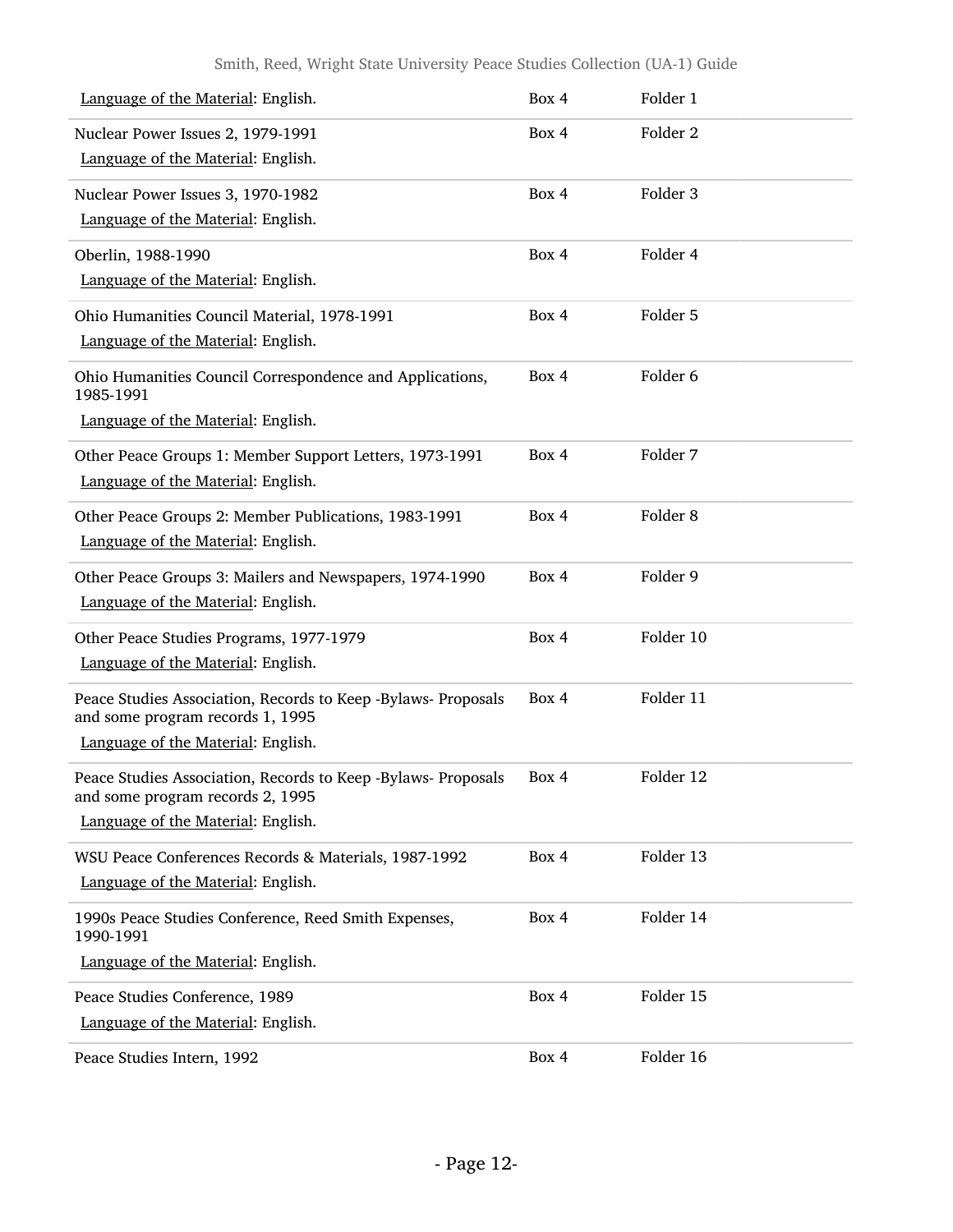| Title | Box | Folder |
| --- | --- | --- |
| Language of the Material: English. | Box 4 | Folder 1 |
| Nuclear Power Issues 2, 1979-1991<br>Language of the Material: English. | Box 4 | Folder 2 |
| Nuclear Power Issues 3, 1970-1982<br>Language of the Material: English. | Box 4 | Folder 3 |
| Oberlin, 1988-1990<br>Language of the Material: English. | Box 4 | Folder 4 |
| Ohio Humanities Council Material, 1978-1991<br>Language of the Material: English. | Box 4 | Folder 5 |
| Ohio Humanities Council Correspondence and Applications, 1985-1991<br>Language of the Material: English. | Box 4 | Folder 6 |
| Other Peace Groups 1: Member Support Letters, 1973-1991<br>Language of the Material: English. | Box 4 | Folder 7 |
| Other Peace Groups 2: Member Publications, 1983-1991<br>Language of the Material: English. | Box 4 | Folder 8 |
| Other Peace Groups 3: Mailers and Newspapers, 1974-1990<br>Language of the Material: English. | Box 4 | Folder 9 |
| Other Peace Studies Programs, 1977-1979<br>Language of the Material: English. | Box 4 | Folder 10 |
| Peace Studies Association, Records to Keep -Bylaws- Proposals and some program records 1, 1995<br>Language of the Material: English. | Box 4 | Folder 11 |
| Peace Studies Association, Records to Keep -Bylaws- Proposals and some program records 2, 1995<br>Language of the Material: English. | Box 4 | Folder 12 |
| WSU Peace Conferences Records & Materials, 1987-1992<br>Language of the Material: English. | Box 4 | Folder 13 |
| 1990s Peace Studies Conference, Reed Smith Expenses, 1990-1991<br>Language of the Material: English. | Box 4 | Folder 14 |
| Peace Studies Conference, 1989<br>Language of the Material: English. | Box 4 | Folder 15 |
| Peace Studies Intern, 1992 | Box 4 | Folder 16 |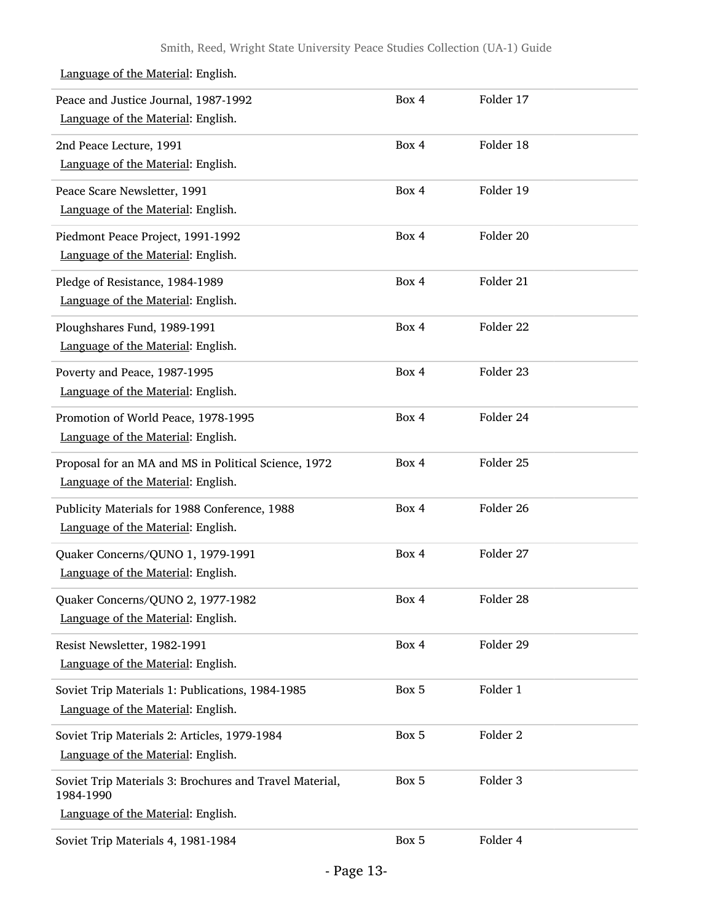Language of the Material: English.

| | | |
|---|---|---|
| Peace and Justice Journal, 1987-1992<br>Language of the Material: English. | Box 4 | Folder 17 |
| 2nd Peace Lecture, 1991<br>Language of the Material: English. | Box 4 | Folder 18 |
| Peace Scare Newsletter, 1991<br>Language of the Material: English. | Box 4 | Folder 19 |
| Piedmont Peace Project, 1991-1992<br>Language of the Material: English. | Box 4 | Folder 20 |
| Pledge of Resistance, 1984-1989<br>Language of the Material: English. | Box 4 | Folder 21 |
| Ploughshares Fund, 1989-1991<br>Language of the Material: English. | Box 4 | Folder 22 |
| Poverty and Peace, 1987-1995<br>Language of the Material: English. | Box 4 | Folder 23 |
| Promotion of World Peace, 1978-1995<br>Language of the Material: English. | Box 4 | Folder 24 |
| Proposal for an MA and MS in Political Science, 1972<br>Language of the Material: English. | Box 4 | Folder 25 |
| Publicity Materials for 1988 Conference, 1988<br>Language of the Material: English. | Box 4 | Folder 26 |
| Quaker Concerns/QUNO 1, 1979-1991<br>Language of the Material: English. | Box 4 | Folder 27 |
| Quaker Concerns/QUNO 2, 1977-1982<br>Language of the Material: English. | Box 4 | Folder 28 |
| Resist Newsletter, 1982-1991<br>Language of the Material: English. | Box 4 | Folder 29 |
| Soviet Trip Materials 1: Publications, 1984-1985<br>Language of the Material: English. | Box 5 | Folder 1 |
| Soviet Trip Materials 2: Articles, 1979-1984<br>Language of the Material: English. | Box 5 | Folder 2 |
| Soviet Trip Materials 3: Brochures and Travel Material, 1984-1990<br>Language of the Material: English. | Box 5 | Folder 3 |
| Soviet Trip Materials 4, 1981-1984 | Box 5 | Folder 4 |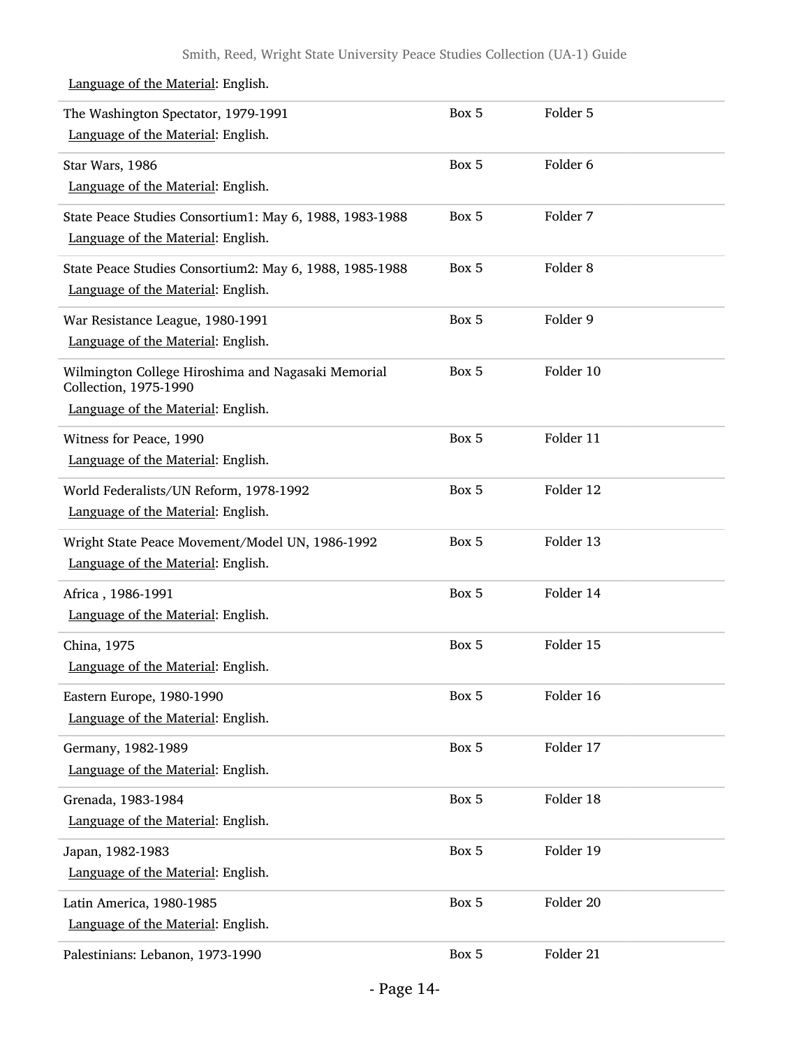Language of the Material: English.

| | | |
|---|---|---|
| The Washington Spectator, 1979-1991<br>Language of the Material: English. | Box 5 | Folder 5 |
| Star Wars, 1986<br>Language of the Material: English. | Box 5 | Folder 6 |
| State Peace Studies Consortium1: May 6, 1988, 1983-1988<br>Language of the Material: English. | Box 5 | Folder 7 |
| State Peace Studies Consortium2: May 6, 1988, 1985-1988<br>Language of the Material: English. | Box 5 | Folder 8 |
| War Resistance League, 1980-1991<br>Language of the Material: English. | Box 5 | Folder 9 |
| Wilmington College Hiroshima and Nagasaki Memorial Collection, 1975-1990<br>Language of the Material: English. | Box 5 | Folder 10 |
| Witness for Peace, 1990<br>Language of the Material: English. | Box 5 | Folder 11 |
| World Federalists/UN Reform, 1978-1992<br>Language of the Material: English. | Box 5 | Folder 12 |
| Wright State Peace Movement/Model UN, 1986-1992<br>Language of the Material: English. | Box 5 | Folder 13 |
| Africa , 1986-1991<br>Language of the Material: English. | Box 5 | Folder 14 |
| China, 1975<br>Language of the Material: English. | Box 5 | Folder 15 |
| Eastern Europe, 1980-1990<br>Language of the Material: English. | Box 5 | Folder 16 |
| Germany, 1982-1989<br>Language of the Material: English. | Box 5 | Folder 17 |
| Grenada, 1983-1984<br>Language of the Material: English. | Box 5 | Folder 18 |
| Japan, 1982-1983<br>Language of the Material: English. | Box 5 | Folder 19 |
| Latin America, 1980-1985<br>Language of the Material: English. | Box 5 | Folder 20 |
| Palestinians: Lebanon, 1973-1990 | Box 5 | Folder 21 |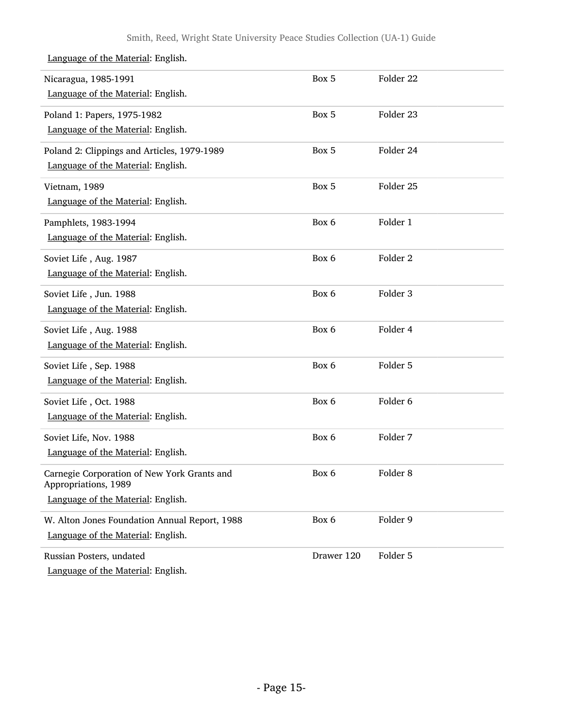Language of the Material: English.

| | | |
|---|---|---|
| Nicaragua, 1985-1991<br>Language of the Material: English. | Box 5 | Folder 22 |
| Poland 1: Papers, 1975-1982<br>Language of the Material: English. | Box 5 | Folder 23 |
| Poland 2: Clippings and Articles, 1979-1989<br>Language of the Material: English. | Box 5 | Folder 24 |
| Vietnam, 1989<br>Language of the Material: English. | Box 5 | Folder 25 |
| Pamphlets, 1983-1994<br>Language of the Material: English. | Box 6 | Folder 1 |
| Soviet Life , Aug. 1987<br>Language of the Material: English. | Box 6 | Folder 2 |
| Soviet Life , Jun. 1988<br>Language of the Material: English. | Box 6 | Folder 3 |
| Soviet Life , Aug. 1988<br>Language of the Material: English. | Box 6 | Folder 4 |
| Soviet Life , Sep. 1988<br>Language of the Material: English. | Box 6 | Folder 5 |
| Soviet Life , Oct. 1988<br>Language of the Material: English. | Box 6 | Folder 6 |
| Soviet Life, Nov. 1988<br>Language of the Material: English. | Box 6 | Folder 7 |
| Carnegie Corporation of New York Grants and Appropriations, 1989<br>Language of the Material: English. | Box 6 | Folder 8 |
| W. Alton Jones Foundation Annual Report, 1988<br>Language of the Material: English. | Box 6 | Folder 9 |
| Russian Posters, undated<br>Language of the Material: English. | Drawer 120 | Folder 5 |